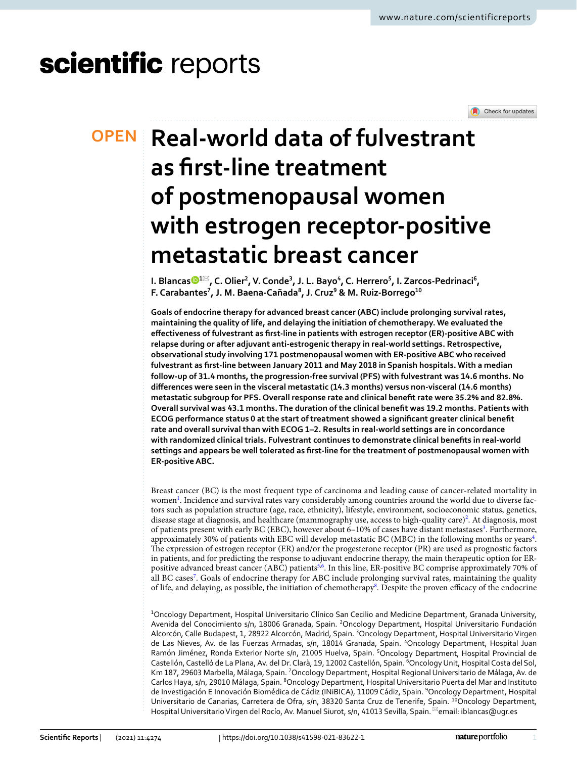# Real-world data of fulvestrant as first-line treatment of postmenopausal women with estrogen receptor-positive metastatic breast cancer

I. Blancas[1], C. Olier[2], V. Conde[3], J. L. Bayo[4], C. Herrero[5], I. Zarcos-Pedrinaci[6], F. Carabantes[7], J. M. Baena-Cañada[8], J. Cruz[9] & M. Ruiz-Borrego[10]

**Goals of endocrine therapy for advanced breast cancer (ABC) include prolonging survival rates, maintaining the quality of life, and delaying the initiation of chemotherapy. We evaluated the effectiveness of fulvestrant as first-line in patients with estrogen receptor (ER)-positive ABC with relapse during or after adjuvant anti-estrogenic therapy in real-world settings. Retrospective, observational study involving 171 postmenopausal women with ER-positive ABC who received fulvestrant as first-line between January 2011 and May 2018 in Spanish hospitals. With a median follow-up of 31.4 months, the progression-free survival (PFS) with fulvestrant was 14.6 months. No differences were seen in the visceral metastatic (14.3 months) versus non-visceral (14.6 months) metastatic subgroup for PFS. Overall response rate and clinical benefit rate were 35.2% and 82.8%. Overall survival was 43.1 months. The duration of the clinical benefit was 19.2 months. Patients with ECOG performance status 0 at the start of treatment showed a significant greater clinical benefit rate and overall survival than with ECOG 1–2. Results in real-world settings are in concordance with randomized clinical trials. Fulvestrant continues to demonstrate clinical benefits in real-world settings and appears be well tolerated as first-line for the treatment of postmenopausal women with ER-positive ABC.**

Breast cancer (BC) is the most frequent type of carcinoma and leading cause of cancer-related mortality in women[1]. Incidence and survival rates vary considerably among countries around the world due to diverse factors such as population structure (age, race, ethnicity), lifestyle, environment, socioeconomic status, genetics, disease stage at diagnosis, and healthcare (mammography use, access to high-quality care)[2]. At diagnosis, most of patients present with early BC (EBC), however about 6–10% of cases have distant metastases[3]. Furthermore, approximately 30% of patients with EBC will develop metastatic BC (MBC) in the following months or years[4]. The expression of estrogen receptor (ER) and/or the progesterone receptor (PR) are used as prognostic factors in patients, and for predicting the response to adjuvant endocrine therapy, the main therapeutic option for ER-positive advanced breast cancer (ABC) patients[5,6]. In this line, ER-positive BC comprise approximately 70% of all BC cases[7]. Goals of endocrine therapy for ABC include prolonging survival rates, maintaining the quality of life, and delaying, as possible, the initiation of chemotherapy[8]. Despite the proven efficacy of the endocrine

[1]Oncology Department, Hospital Universitario Clínico San Cecilio and Medicine Department, Granada University, Avenida del Conocimiento s/n, 18006 Granada, Spain. [2]Oncology Department, Hospital Universitario Fundación Alcorcón, Calle Budapest, 1, 28922 Alcorcón, Madrid, Spain. [3]Oncology Department, Hospital Universitario Virgen de Las Nieves, Av. de las Fuerzas Armadas, s/n, 18014 Granada, Spain. [4]Oncology Department, Hospital Juan Ramón Jiménez, Ronda Exterior Norte s/n, 21005 Huelva, Spain. [5]Oncology Department, Hospital Provincial de Castellón, Castelló de La Plana, Av. del Dr. Clarà, 19, 12002 Castellón, Spain. [6]Oncology Unit, Hospital Costa del Sol, Km 187, 29603 Marbella, Málaga, Spain. [7]Oncology Department, Hospital Regional Universitario de Málaga, Av. de Carlos Haya, s/n, 29010 Málaga, Spain. [8]Oncology Department, Hospital Universitario Puerta del Mar and Instituto de Investigación E Innovación Biomédica de Cádiz (INiBICA), 11009 Cádiz, Spain. [9]Oncology Department, Hospital Universitario de Canarias, Carretera de Ofra, s/n, 38320 Santa Cruz de Tenerife, Spain. [10]Oncology Department, Hospital Universitario Virgen del Rocío, Av. Manuel Siurot, s/n, 41013 Sevilla, Spain. email: iblancas@ugr.es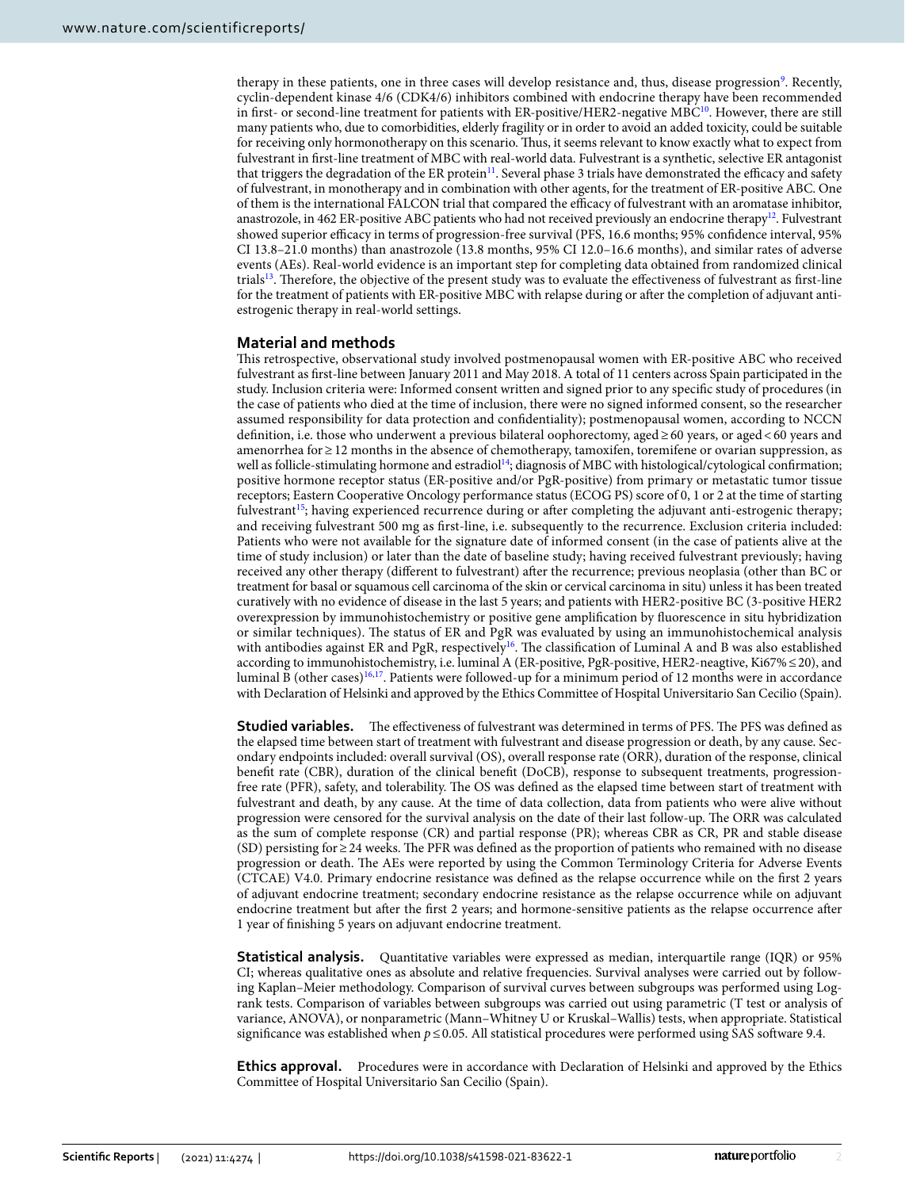therapy in these patients, one in three cases will develop resistance and, thus, disease progression[9]. Recently, cyclin-dependent kinase 4/6 (CDK4/6) inhibitors combined with endocrine therapy have been recommended in first- or second-line treatment for patients with ER-positive/HER2-negative MBC[10]. However, there are still many patients who, due to comorbidities, elderly fragility or in order to avoid an added toxicity, could be suitable for receiving only hormonotherapy on this scenario. Thus, it seems relevant to know exactly what to expect from fulvestrant in first-line treatment of MBC with real-world data. Fulvestrant is a synthetic, selective ER antagonist that triggers the degradation of the ER protein[11]. Several phase 3 trials have demonstrated the efficacy and safety of fulvestrant, in monotherapy and in combination with other agents, for the treatment of ER-positive ABC. One of them is the international FALCON trial that compared the efficacy of fulvestrant with an aromatase inhibitor, anastrozole, in 462 ER-positive ABC patients who had not received previously an endocrine therapy[12]. Fulvestrant showed superior efficacy in terms of progression-free survival (PFS, 16.6 months; 95% confidence interval, 95% CI 13.8–21.0 months) than anastrozole (13.8 months, 95% CI 12.0–16.6 months), and similar rates of adverse events (AEs). Real-world evidence is an important step for completing data obtained from randomized clinical trials[13]. Therefore, the objective of the present study was to evaluate the effectiveness of fulvestrant as first-line for the treatment of patients with ER-positive MBC with relapse during or after the completion of adjuvant anti-estrogenic therapy in real-world settings.

## Material and methods

This retrospective, observational study involved postmenopausal women with ER-positive ABC who received fulvestrant as first-line between January 2011 and May 2018. A total of 11 centers across Spain participated in the study. Inclusion criteria were: Informed consent written and signed prior to any specific study of procedures (in the case of patients who died at the time of inclusion, there were no signed informed consent, so the researcher assumed responsibility for data protection and confidentiality); postmenopausal women, according to NCCN definition, i.e. those who underwent a previous bilateral oophorectomy, aged ≥ 60 years, or aged < 60 years and amenorrhea for ≥ 12 months in the absence of chemotherapy, tamoxifen, toremifene or ovarian suppression, as well as follicle-stimulating hormone and estradiol[14]; diagnosis of MBC with histological/cytological confirmation; positive hormone receptor status (ER-positive and/or PgR-positive) from primary or metastatic tumor tissue receptors; Eastern Cooperative Oncology performance status (ECOG PS) score of 0, 1 or 2 at the time of starting fulvestrant[15]; having experienced recurrence during or after completing the adjuvant anti-estrogenic therapy; and receiving fulvestrant 500 mg as first-line, i.e. subsequently to the recurrence. Exclusion criteria included: Patients who were not available for the signature date of informed consent (in the case of patients alive at the time of study inclusion) or later than the date of baseline study; having received fulvestrant previously; having received any other therapy (different to fulvestrant) after the recurrence; previous neoplasia (other than BC or treatment for basal or squamous cell carcinoma of the skin or cervical carcinoma in situ) unless it has been treated curatively with no evidence of disease in the last 5 years; and patients with HER2-positive BC (3-positive HER2 overexpression by immunohistochemistry or positive gene amplification by fluorescence in situ hybridization or similar techniques). The status of ER and PgR was evaluated by using an immunohistochemical analysis with antibodies against ER and PgR, respectively[16]. The classification of Luminal A and B was also established according to immunohistochemistry, i.e. luminal A (ER-positive, PgR-positive, HER2-neagtive, Ki67% ≤ 20), and luminal B (other cases)[16,17]. Patients were followed-up for a minimum period of 12 months were in accordance with Declaration of Helsinki and approved by the Ethics Committee of Hospital Universitario San Cecilio (Spain).

**Studied variables.** The effectiveness of fulvestrant was determined in terms of PFS. The PFS was defined as the elapsed time between start of treatment with fulvestrant and disease progression or death, by any cause. Secondary endpoints included: overall survival (OS), overall response rate (ORR), duration of the response, clinical benefit rate (CBR), duration of the clinical benefit (DoCB), response to subsequent treatments, progression-free rate (PFR), safety, and tolerability. The OS was defined as the elapsed time between start of treatment with fulvestrant and death, by any cause. At the time of data collection, data from patients who were alive without progression were censored for the survival analysis on the date of their last follow-up. The ORR was calculated as the sum of complete response (CR) and partial response (PR); whereas CBR as CR, PR and stable disease (SD) persisting for ≥ 24 weeks. The PFR was defined as the proportion of patients who remained with no disease progression or death. The AEs were reported by using the Common Terminology Criteria for Adverse Events (CTCAE) V4.0. Primary endocrine resistance was defined as the relapse occurrence while on the first 2 years of adjuvant endocrine treatment; secondary endocrine resistance as the relapse occurrence while on adjuvant endocrine treatment but after the first 2 years; and hormone-sensitive patients as the relapse occurrence after 1 year of finishing 5 years on adjuvant endocrine treatment.

**Statistical analysis.** Quantitative variables were expressed as median, interquartile range (IQR) or 95% CI; whereas qualitative ones as absolute and relative frequencies. Survival analyses were carried out by following Kaplan–Meier methodology. Comparison of survival curves between subgroups was performed using Log-rank tests. Comparison of variables between subgroups was carried out using parametric (T test or analysis of variance, ANOVA), or nonparametric (Mann–Whitney U or Kruskal–Wallis) tests, when appropriate. Statistical significance was established when $p \leq 0.05$. All statistical procedures were performed using SAS software 9.4.

**Ethics approval.** Procedures were in accordance with Declaration of Helsinki and approved by the Ethics Committee of Hospital Universitario San Cecilio (Spain).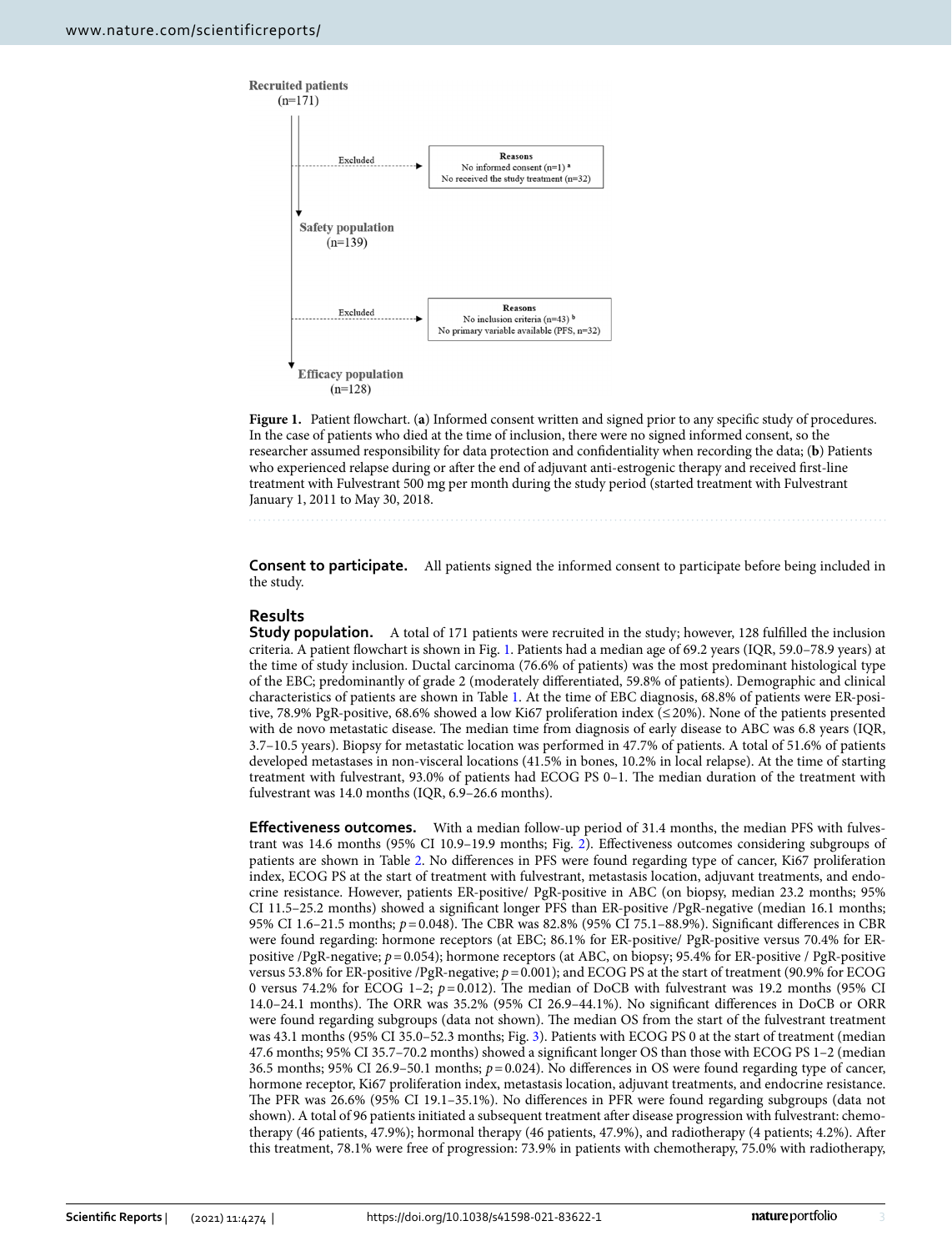Recruited patients
(n=171)

Excluded

Reasons
No informed consent (n=1) [a]
No received the study treatment (n=32)

Safety population
(n=139)

Excluded

Reasons
No inclusion criteria (n=43) [b]
No primary variable available (PFS, n=32)

Efficacy population
(n=128)

**Figure 1.** Patient flowchart. (**a**) Informed consent written and signed prior to any specific study of procedures. In the case of patients who died at the time of inclusion, there were no signed informed consent, so the researcher assumed responsibility for data protection and confidentiality when recording the data; (**b**) Patients who experienced relapse during or after the end of adjuvant anti-estrogenic therapy and received first-line treatment with Fulvestrant 500 mg per month during the study period (started treatment with Fulvestrant January 1, 2011 to May 30, 2018.

**Consent to participate.** All patients signed the informed consent to participate before being included in the study.

## Results

**Study population.** A total of 171 patients were recruited in the study; however, 128 fulfilled the inclusion criteria. A patient flowchart is shown in Fig. 1. Patients had a median age of 69.2 years (IQR, 59.0–78.9 years) at the time of study inclusion. Ductal carcinoma (76.6% of patients) was the most predominant histological type of the EBC; predominantly of grade 2 (moderately differentiated, 59.8% of patients). Demographic and clinical characteristics of patients are shown in Table 1. At the time of EBC diagnosis, 68.8% of patients were ER-positive, 78.9% PgR-positive, 68.6% showed a low Ki67 proliferation index (≤ 20%). None of the patients presented with de novo metastatic disease. The median time from diagnosis of early disease to ABC was 6.8 years (IQR, 3.7–10.5 years). Biopsy for metastatic location was performed in 47.7% of patients. A total of 51.6% of patients developed metastases in non-visceral locations (41.5% in bones, 10.2% in local relapse). At the time of starting treatment with fulvestrant, 93.0% of patients had ECOG PS 0–1. The median duration of the treatment with fulvestrant was 14.0 months (IQR, 6.9–26.6 months).

**Effectiveness outcomes.** With a median follow-up period of 31.4 months, the median PFS with fulvestrant was 14.6 months (95% CI 10.9–19.9 months; Fig. 2). Effectiveness outcomes considering subgroups of patients are shown in Table 2. No differences in PFS were found regarding type of cancer, Ki67 proliferation index, ECOG PS at the start of treatment with fulvestrant, metastasis location, adjuvant treatments, and endocrine resistance. However, patients ER-positive/ PgR-positive in ABC (on biopsy, median 23.2 months; 95% CI 11.5–25.2 months) showed a significant longer PFS than ER-positive /PgR-negative (median 16.1 months; 95% CI 1.6–21.5 months; $p = 0.048$). The CBR was 82.8% (95% CI 75.1–88.9%). Significant differences in CBR were found regarding: hormone receptors (at EBC; 86.1% for ER-positive/ PgR-positive versus 70.4% for ER-positive /PgR-negative; $p = 0.054$); hormone receptors (at ABC, on biopsy; 95.4% for ER-positive / PgR-positive versus 53.8% for ER-positive /PgR-negative; $p = 0.001$); and ECOG PS at the start of treatment (90.9% for ECOG 0 versus 74.2% for ECOG 1–2; $p = 0.012$). The median of DoCB with fulvestrant was 19.2 months (95% CI 14.0–24.1 months). The ORR was 35.2% (95% CI 26.9–44.1%). No significant differences in DoCB or ORR were found regarding subgroups (data not shown). The median OS from the start of the fulvestrant treatment was 43.1 months (95% CI 35.0–52.3 months; Fig. 3). Patients with ECOG PS 0 at the start of treatment (median 47.6 months; 95% CI 35.7–70.2 months) showed a significant longer OS than those with ECOG PS 1–2 (median 36.5 months; 95% CI 26.9–50.1 months; $p = 0.024$). No differences in OS were found regarding type of cancer, hormone receptor, Ki67 proliferation index, metastasis location, adjuvant treatments, and endocrine resistance. The PFR was 26.6% (95% CI 19.1–35.1%). No differences in PFR were found regarding subgroups (data not shown). A total of 96 patients initiated a subsequent treatment after disease progression with fulvestrant: chemotherapy (46 patients, 47.9%); hormonal therapy (46 patients, 47.9%), and radiotherapy (4 patients; 4.2%). After this treatment, 78.1% were free of progression: 73.9% in patients with chemotherapy, 75.0% with radiotherapy,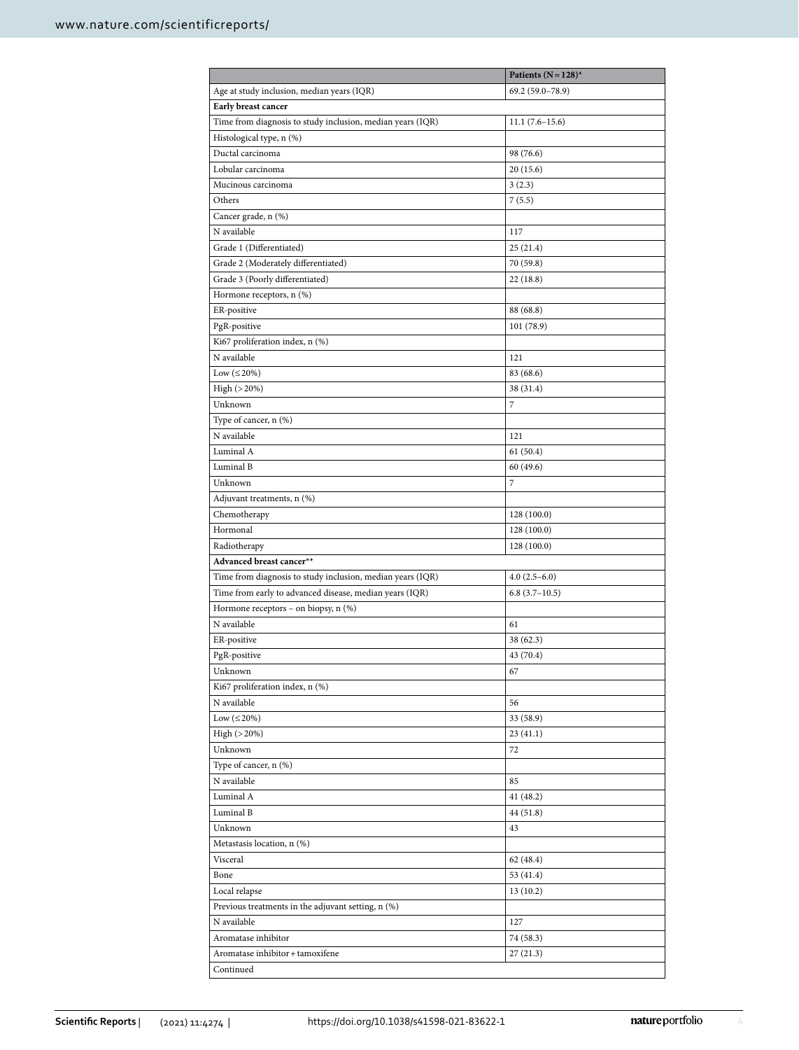| | Patients (N = 128)* |
|---|---|
| Age at study inclusion, median years (IQR) | 69.2 (59.0–78.9) |
| **Early breast cancer** | |
| Time from diagnosis to study inclusion, median years (IQR) | 11.1 (7.6–15.6) |
| Histological type, n (%) | |
| Ductal carcinoma | 98 (76.6) |
| Lobular carcinoma | 20 (15.6) |
| Mucinous carcinoma | 3 (2.3) |
| Others | 7 (5.5) |
| Cancer grade, n (%) | |
| N available | 117 |
| Grade 1 (Differentiated) | 25 (21.4) |
| Grade 2 (Moderately differentiated) | 70 (59.8) |
| Grade 3 (Poorly differentiated) | 22 (18.8) |
| Hormone receptors, n (%) | |
| ER-positive | 88 (68.8) |
| PgR-positive | 101 (78.9) |
| Ki67 proliferation index, n (%) | |
| N available | 121 |
| Low (≤ 20%) | 83 (68.6) |
| High (> 20%) | 38 (31.4) |
| Unknown | 7 |
| Type of cancer, n (%) | |
| N available | 121 |
| Luminal A | 61 (50.4) |
| Luminal B | 60 (49.6) |
| Unknown | 7 |
| Adjuvant treatments, n (%) | |
| Chemotherapy | 128 (100.0) |
| Hormonal | 128 (100.0) |
| Radiotherapy | 128 (100.0) |
| **Advanced breast cancer**** | |
| Time from diagnosis to study inclusion, median years (IQR) | 4.0 (2.5–6.0) |
| Time from early to advanced disease, median years (IQR) | 6.8 (3.7–10.5) |
| Hormone receptors – on biopsy, n (%) | |
| N available | 61 |
| ER-positive | 38 (62.3) |
| PgR-positive | 43 (70.4) |
| Unknown | 67 |
| Ki67 proliferation index, n (%) | |
| N available | 56 |
| Low (≤ 20%) | 33 (58.9) |
| High (> 20%) | 23 (41.1) |
| Unknown | 72 |
| Type of cancer, n (%) | |
| N available | 85 |
| Luminal A | 41 (48.2) |
| Luminal B | 44 (51.8) |
| Unknown | 43 |
| Metastasis location, n (%) | |
| Visceral | 62 (48.4) |
| Bone | 53 (41.4) |
| Local relapse | 13 (10.2) |
| Previous treatments in the adjuvant setting, n (%) | |
| N available | 127 |
| Aromatase inhibitor | 74 (58.3) |
| Aromatase inhibitor + tamoxifene | 27 (21.3) |
| Continued | |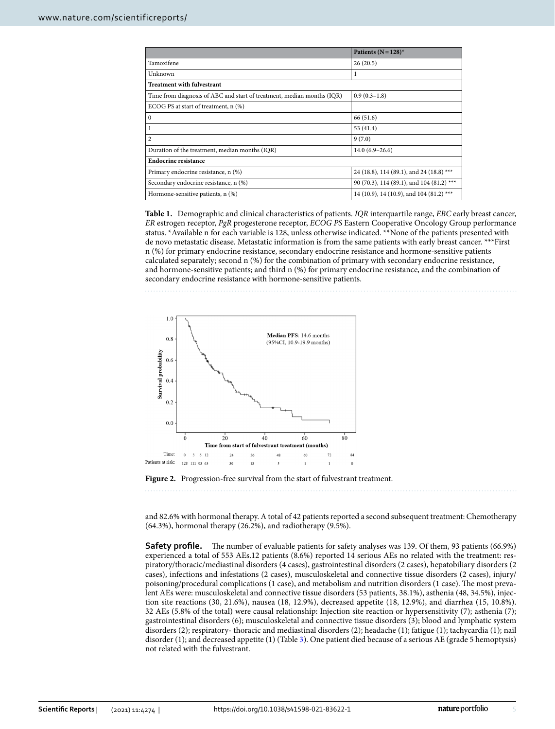|  | Patients (N = 128)* |
|---|---|
| Tamoxifene | 26 (20.5) |
| Unknown | 1 |
| **Treatment with fulvestrant** | |
| Time from diagnosis of ABC and start of treatment, median months (IQR) | 0.9 (0.3–1.8) |
| ECOG PS at start of treatment, n (%) | |
| 0 | 66 (51.6) |
| 1 | 53 (41.4) |
| 2 | 9 (7.0) |
| Duration of the treatment, median months (IQR) | 14.0 (6.9–26.6) |
| **Endocrine resistance** | |
| Primary endocrine resistance, n (%) | 24 (18.8), 114 (89.1), and 24 (18.8) *** |
| Secondary endocrine resistance, n (%) | 90 (70.3), 114 (89.1), and 104 (81.2) *** |
| Hormone-sensitive patients, n (%) | 14 (10.9), 14 (10.9), and 104 (81.2) *** |

**Table 1.** Demographic and clinical characteristics of patients. *IQR* interquartile range, *EBC* early breast cancer, *ER* estrogen receptor, *PgR* progesterone receptor, *ECOG PS* Eastern Cooperative Oncology Group performance status. *Available n for each variable is 128, unless otherwise indicated. **None of the patients presented with de novo metastatic disease. Metastatic information is from the same patients with early breast cancer. ***First n (%) for primary endocrine resistance, secondary endocrine resistance and hormone-sensitive patients calculated separately; second n (%) for the combination of primary with secondary endocrine resistance, and hormone-sensitive patients; and third n (%) for primary endocrine resistance, and the combination of secondary endocrine resistance with hormone-sensitive patients.

**Figure 2.** Progression-free survival from the start of fulvestrant treatment.

and 82.6% with hormonal therapy. A total of 42 patients reported a second subsequent treatment: Chemotherapy (64.3%), hormonal therapy (26.2%), and radiotherapy (9.5%).

**Safety profile.** The number of evaluable patients for safety analyses was 139. Of them, 93 patients (66.9%) experienced a total of 553 AEs.12 patients (8.6%) reported 14 serious AEs no related with the treatment: respiratory/thoracic/mediastinal disorders (4 cases), gastrointestinal disorders (2 cases), hepatobiliary disorders (2 cases), infections and infestations (2 cases), musculoskeletal and connective tissue disorders (2 cases), injury/poisoning/procedural complications (1 case), and metabolism and nutrition disorders (1 case). The most prevalent AEs were: musculoskeletal and connective tissue disorders (53 patients, 38.1%), asthenia (48, 34.5%), injection site reactions (30, 21.6%), nausea (18, 12.9%), decreased appetite (18, 12.9%), and diarrhea (15, 10.8%). 32 AEs (5.8% of the total) were causal relationship: Injection site reaction or hypersensitivity (7); asthenia (7); gastrointestinal disorders (6); musculoskeletal and connective tissue disorders (3); blood and lymphatic system disorders (2); respiratory- thoracic and mediastinal disorders (2); headache (1); fatigue (1); tachycardia (1); nail disorder (1); and decreased appetite (1) (Table 3). One patient died because of a serious AE (grade 5 hemoptysis) not related with the fulvestrant.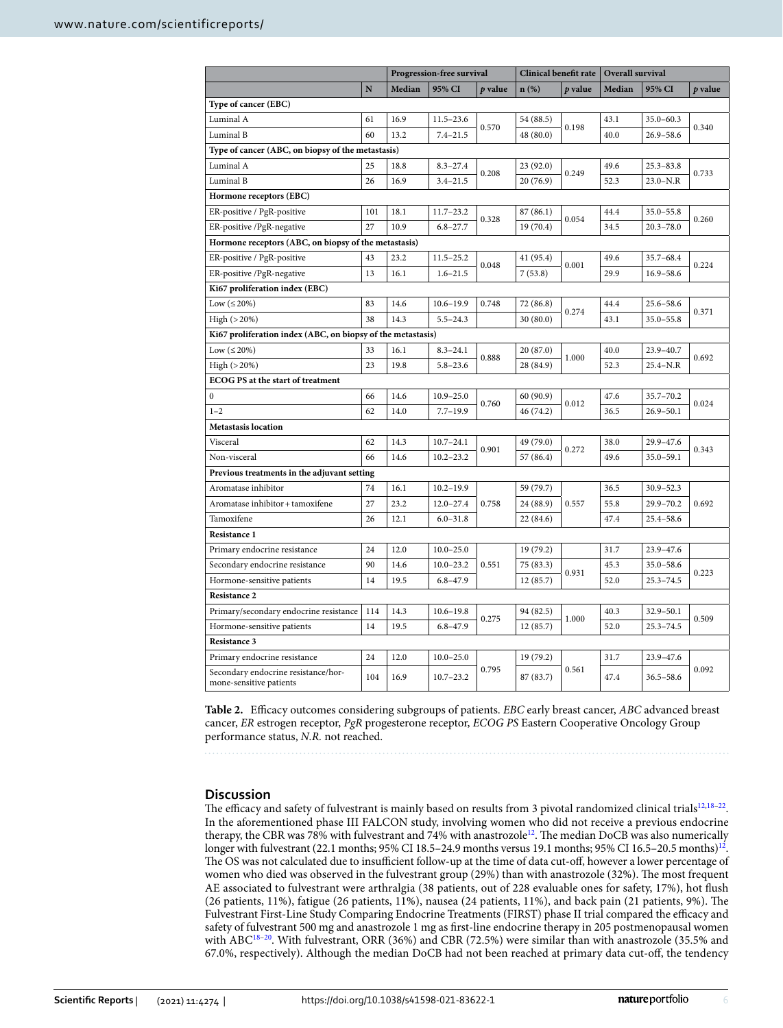| | | Progression-free survival | | | Clinical benefit rate | | Overall survival | | |
|---|---|---|---|---|---|---|---|---|---|
| | N | Median | 95% CI | *p* value | n (%) | *p* value | Median | 95% CI | *p* value |
| **Type of cancer (EBC)** | | | | | | | | | |
| Luminal A | 61 | 16.9 | 11.5–23.6 | 0.570 | 54 (88.5) | 0.198 | 43.1 | 35.0–60.3 | 0.340 |
| Luminal B | 60 | 13.2 | 7.4–21.5 | | 48 (80.0) | | 40.0 | 26.9–58.6 | |
| **Type of cancer (ABC, on biopsy of the metastasis)** | | | | | | | | | |
| Luminal A | 25 | 18.8 | 8.3–27.4 | 0.208 | 23 (92.0) | 0.249 | 49.6 | 25.3–83.8 | 0.733 |
| Luminal B | 26 | 16.9 | 3.4–21.5 | | 20 (76.9) | | 52.3 | 23.0–N.R | |
| **Hormone receptors (EBC)** | | | | | | | | | |
| ER-positive / PgR-positive | 101 | 18.1 | 11.7–23.2 | 0.328 | 87 (86.1) | 0.054 | 44.4 | 35.0–55.8 | 0.260 |
| ER-positive /PgR-negative | 27 | 10.9 | 6.8–27.7 | | 19 (70.4) | | 34.5 | 20.3–78.0 | |
| **Hormone receptors (ABC, on biopsy of the metastasis)** | | | | | | | | | |
| ER-positive / PgR-positive | 43 | 23.2 | 11.5–25.2 | 0.048 | 41 (95.4) | 0.001 | 49.6 | 35.7–68.4 | 0.224 |
| ER-positive /PgR-negative | 13 | 16.1 | 1.6–21.5 | | 7 (53.8) | | 29.9 | 16.9–58.6 | |
| **Ki67 proliferation index (EBC)** | | | | | | | | | |
| Low (≤20%) | 83 | 14.6 | 10.6–19.9 | 0.748 | 72 (86.8) | 0.274 | 44.4 | 25.6–58.6 | 0.371 |
| High (>20%) | 38 | 14.3 | 5.5–24.3 | | 30 (80.0) | | 43.1 | 35.0–55.8 | |
| **Ki67 proliferation index (ABC, on biopsy of the metastasis)** | | | | | | | | | |
| Low (≤20%) | 33 | 16.1 | 8.3–24.1 | 0.888 | 20 (87.0) | 1.000 | 40.0 | 23.9–40.7 | 0.692 |
| High (>20%) | 23 | 19.8 | 5.8–23.6 | | 28 (84.9) | | 52.3 | 25.4–N.R | |
| **ECOG PS at the start of treatment** | | | | | | | | | |
| 0 | 66 | 14.6 | 10.9–25.0 | 0.760 | 60 (90.9) | 0.012 | 47.6 | 35.7–70.2 | 0.024 |
| 1–2 | 62 | 14.0 | 7.7–19.9 | | 46 (74.2) | | 36.5 | 26.9–50.1 | |
| **Metastasis location** | | | | | | | | | |
| Visceral | 62 | 14.3 | 10.7–24.1 | 0.901 | 49 (79.0) | 0.272 | 38.0 | 29.9–47.6 | 0.343 |
| Non-visceral | 66 | 14.6 | 10.2–23.2 | | 57 (86.4) | | 49.6 | 35.0–59.1 | |
| **Previous treatments in the adjuvant setting** | | | | | | | | | |
| Aromatase inhibitor | 74 | 16.1 | 10.2–19.9 | 0.758 | 59 (79.7) | 0.557 | 36.5 | 30.9–52.3 | 0.692 |
| Aromatase inhibitor + tamoxifene | 27 | 23.2 | 12.0–27.4 | | 24 (88.9) | | 55.8 | 29.9–70.2 | |
| Tamoxifene | 26 | 12.1 | 6.0–31.8 | | 22 (84.6) | | 47.4 | 25.4–58.6 | |
| **Resistance 1** | | | | | | | | | |
| Primary endocrine resistance | 24 | 12.0 | 10.0–25.0 | 0.551 | 19 (79.2) | 0.931 | 31.7 | 23.9–47.6 | 0.223 |
| Secondary endocrine resistance | 90 | 14.6 | 10.0–23.2 | | 75 (83.3) | | 45.3 | 35.0–58.6 | |
| Hormone-sensitive patients | 14 | 19.5 | 6.8–47.9 | | 12 (85.7) | | 52.0 | 25.3–74.5 | |
| **Resistance 2** | | | | | | | | | |
| Primary/secondary endocrine resistance | 114 | 14.3 | 10.6–19.8 | 0.275 | 94 (82.5) | 1.000 | 40.3 | 32.9–50.1 | 0.509 |
| Hormone-sensitive patients | 14 | 19.5 | 6.8–47.9 | | 12 (85.7) | | 52.0 | 25.3–74.5 | |
| **Resistance 3** | | | | | | | | | |
| Primary endocrine resistance | 24 | 12.0 | 10.0–25.0 | 0.795 | 19 (79.2) | 0.561 | 31.7 | 23.9–47.6 | 0.092 |
| Secondary endocrine resistance/hormone-sensitive patients | 104 | 16.9 | 10.7–23.2 | | 87 (83.7) | | 47.4 | 36.5–58.6 | |

**Table 2.** Efficacy outcomes considering subgroups of patients. *EBC* early breast cancer, *ABC* advanced breast cancer, *ER* estrogen receptor, *PgR* progesterone receptor, *ECOG PS* Eastern Cooperative Oncology Group performance status, *N.R.* not reached.

## Discussion

The efficacy and safety of fulvestrant is mainly based on results from 3 pivotal randomized clinical trials[12,18–22]. In the aforementioned phase III FALCON study, involving women who did not receive a previous endocrine therapy, the CBR was 78% with fulvestrant and 74% with anastrozole[12]. The median DoCB was also numerically longer with fulvestrant (22.1 months; 95% CI 18.5–24.9 months versus 19.1 months; 95% CI 16.5–20.5 months)[12]. The OS was not calculated due to insufficient follow-up at the time of data cut-off, however a lower percentage of women who died was observed in the fulvestrant group (29%) than with anastrozole (32%). The most frequent AE associated to fulvestrant were arthralgia (38 patients, out of 228 evaluable ones for safety, 17%), hot flush (26 patients, 11%), fatigue (26 patients, 11%), nausea (24 patients, 11%), and back pain (21 patients, 9%). The Fulvestrant First-Line Study Comparing Endocrine Treatments (FIRST) phase II trial compared the efficacy and safety of fulvestrant 500 mg and anastrozole 1 mg as first-line endocrine therapy in 205 postmenopausal women with ABC[18–20]. With fulvestrant, ORR (36%) and CBR (72.5%) were similar than with anastrozole (35.5% and 67.0%, respectively). Although the median DoCB had not been reached at primary data cut-off, the tendency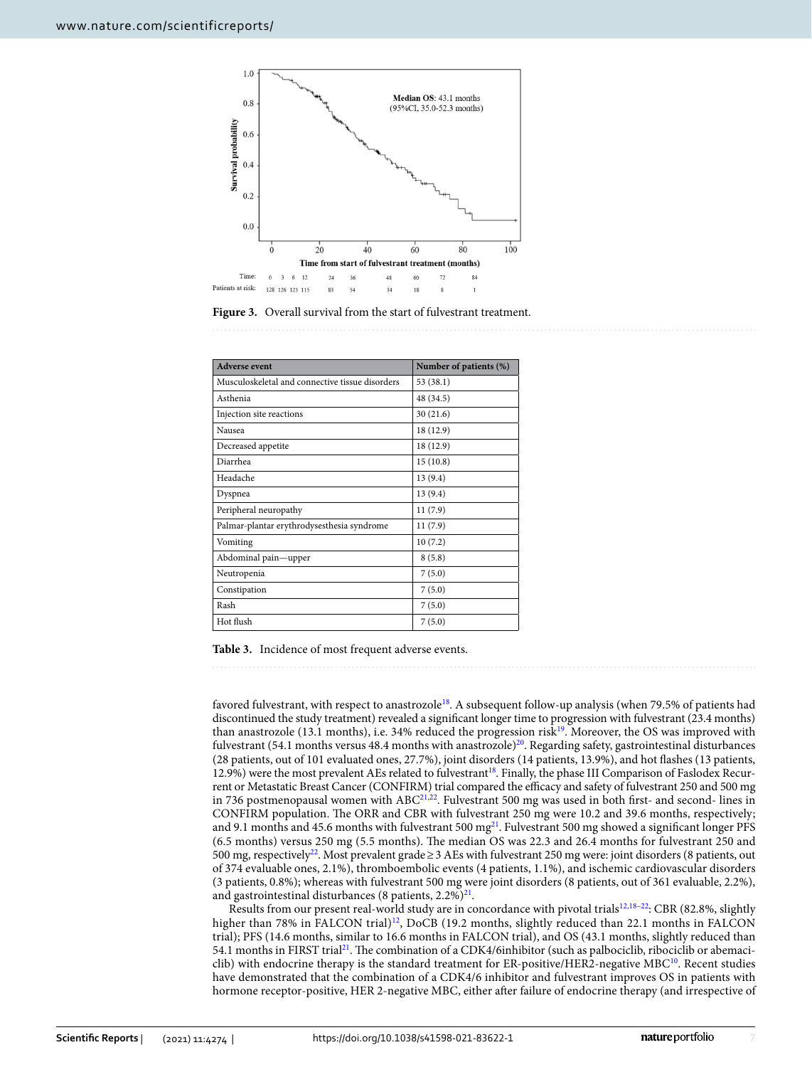Figure 3. Overall survival from the start of fulvestrant treatment.

| Adverse event | Number of patients (%) |
|---|---|
| Musculoskeletal and connective tissue disorders | 53 (38.1) |
| Asthenia | 48 (34.5) |
| Injection site reactions | 30 (21.6) |
| Nausea | 18 (12.9) |
| Decreased appetite | 18 (12.9) |
| Diarrhea | 15 (10.8) |
| Headache | 13 (9.4) |
| Dyspnea | 13 (9.4) |
| Peripheral neuropathy | 11 (7.9) |
| Palmar-plantar erythrodysesthesia syndrome | 11 (7.9) |
| Vomiting | 10 (7.2) |
| Abdominal pain—upper | 8 (5.8) |
| Neutropenia | 7 (5.0) |
| Constipation | 7 (5.0) |
| Rash | 7 (5.0) |
| Hot flush | 7 (5.0) |

Table 3. Incidence of most frequent adverse events.

favored fulvestrant, with respect to anastrozole[18]. A subsequent follow-up analysis (when 79.5% of patients had discontinued the study treatment) revealed a significant longer time to progression with fulvestrant (23.4 months) than anastrozole (13.1 months), i.e. 34% reduced the progression risk[19]. Moreover, the OS was improved with fulvestrant (54.1 months versus 48.4 months with anastrozole)[20]. Regarding safety, gastrointestinal disturbances (28 patients, out of 101 evaluated ones, 27.7%), joint disorders (14 patients, 13.9%), and hot flashes (13 patients, 12.9%) were the most prevalent AEs related to fulvestrant[18]. Finally, the phase III Comparison of Faslodex Recurrent or Metastatic Breast Cancer (CONFIRM) trial compared the efficacy and safety of fulvestrant 250 and 500 mg in 736 postmenopausal women with ABC[21,22]. Fulvestrant 500 mg was used in both first- and second- lines in CONFIRM population. The ORR and CBR with fulvestrant 250 mg were 10.2 and 39.6 months, respectively; and 9.1 months and 45.6 months with fulvestrant 500 mg[21]. Fulvestrant 500 mg showed a significant longer PFS (6.5 months) versus 250 mg (5.5 months). The median OS was 22.3 and 26.4 months for fulvestrant 250 and 500 mg, respectively[22]. Most prevalent grade ≥ 3 AEs with fulvestrant 250 mg were: joint disorders (8 patients, out of 374 evaluable ones, 2.1%), thromboembolic events (4 patients, 1.1%), and ischemic cardiovascular disorders (3 patients, 0.8%); whereas with fulvestrant 500 mg were joint disorders (8 patients, out of 361 evaluable, 2.2%), and gastrointestinal disturbances (8 patients, 2.2%)[21].

Results from our present real-world study are in concordance with pivotal trials[12,18–22]: CBR (82.8%, slightly higher than 78% in FALCON trial)[12], DoCB (19.2 months, slightly reduced than 22.1 months in FALCON trial); PFS (14.6 months, similar to 16.6 months in FALCON trial), and OS (43.1 months, slightly reduced than 54.1 months in FIRST trial[21]. The combination of a CDK4/6inhibitor (such as palbociclib, ribociclib or abemaciclib) with endocrine therapy is the standard treatment for ER-positive/HER2-negative MBC[10]. Recent studies have demonstrated that the combination of a CDK4/6 inhibitor and fulvestrant improves OS in patients with hormone receptor-positive, HER 2-negative MBC, either after failure of endocrine therapy (and irrespective of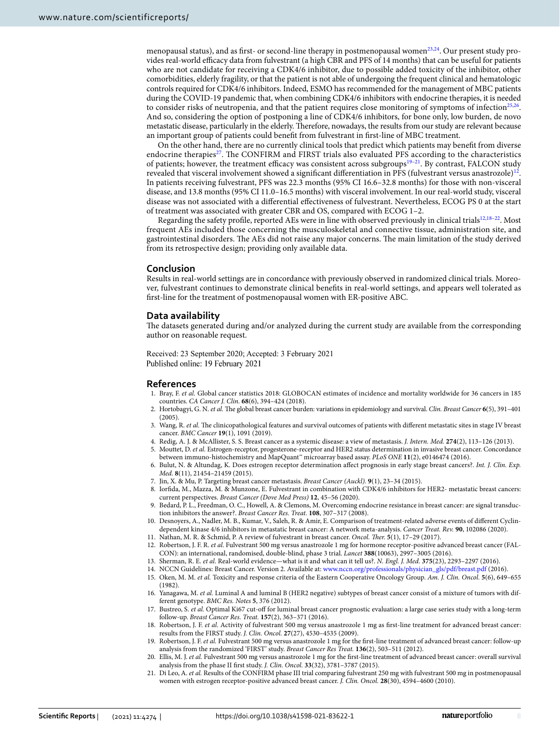menopausal status), and as first- or second-line therapy in postmenopausal women[23,24]. Our present study provides real-world efficacy data from fulvestrant (a high CBR and PFS of 14 months) that can be useful for patients who are not candidate for receiving a CDK4/6 inhibitor, due to possible added toxicity of the inhibitor, other comorbidities, elderly fragility, or that the patient is not able of undergoing the frequent clinical and hematologic controls required for CDK4/6 inhibitors. Indeed, ESMO has recommended for the management of MBC patients during the COVID-19 pandemic that, when combining CDK4/6 inhibitors with endocrine therapies, it is needed to consider risks of neutropenia, and that the patient requires close monitoring of symptoms of infection[25,26]. And so, considering the option of postponing a line of CDK4/6 inhibitors, for bone only, low burden, de novo metastatic disease, particularly in the elderly. Therefore, nowadays, the results from our study are relevant because an important group of patients could benefit from fulvestrant in first-line of MBC treatment.

On the other hand, there are no currently clinical tools that predict which patients may benefit from diverse endocrine therapies[27]. The CONFIRM and FIRST trials also evaluated PFS according to the characteristics of patients; however, the treatment efficacy was consistent across subgroups[19–21]. By contrast, FALCON study revealed that visceral involvement showed a significant differentiation in PFS (fulvestrant versus anastrozole)[12]. In patients receiving fulvestrant, PFS was 22.3 months (95% CI 16.6–32.8 months) for those with non-visceral disease, and 13.8 months (95% CI 11.0–16.5 months) with visceral involvement. In our real-world study, visceral disease was not associated with a differential effectiveness of fulvestrant. Nevertheless, ECOG PS 0 at the start of treatment was associated with greater CBR and OS, compared with ECOG 1–2.

Regarding the safety profile, reported AEs were in line with observed previously in clinical trials[12,18–22]. Most frequent AEs included those concerning the musculoskeletal and connective tissue, administration site, and gastrointestinal disorders. The AEs did not raise any major concerns. The main limitation of the study derived from its retrospective design; providing only available data.

## Conclusion

Results in real-world settings are in concordance with previously observed in randomized clinical trials. Moreover, fulvestrant continues to demonstrate clinical benefits in real-world settings, and appears well tolerated as first-line for the treatment of postmenopausal women with ER-positive ABC.

## Data availability

The datasets generated during and/or analyzed during the current study are available from the corresponding author on reasonable request.

Received: 23 September 2020; Accepted: 3 February 2021
Published online: 19 February 2021

## References

1. Bray, F. *et al.* Global cancer statistics 2018: GLOBOCAN estimates of incidence and mortality worldwide for 36 cancers in 185 countries. *CA Cancer J. Clin.* **68**(6), 394–424 (2018).
2. Hortobagyi, G. N. *et al.* The global breast cancer burden: variations in epidemiology and survival. *Clin. Breast Cancer* **6**(5), 391–401 (2005).
3. Wang, R. *et al.* The clinicopathological features and survival outcomes of patients with different metastatic sites in stage IV breast cancer. *BMC Cancer* **19**(1), 1091 (2019).
4. Redig, A. J. & McAllister, S. S. Breast cancer as a systemic disease: a view of metastasis. *J. Intern. Med.* **274**(2), 113–126 (2013).
5. Mouttet, D. *et al.* Estrogen-receptor, progesterone-receptor and HER2 status determination in invasive breast cancer. Concordance between immuno-histochemistry and MapQuant™ microarray based assay. *PLoS ONE* **11**(2), e0146474 (2016).
6. Bulut, N. & Altundag, K. Does estrogen receptor determination affect prognosis in early stage breast cancers?. *Int. J. Clin. Exp. Med.* **8**(11), 21454–21459 (2015).
7. Jin, X. & Mu, P. Targeting breast cancer metastasis. *Breast Cancer (Auckl).* **9**(1), 23–34 (2015).
8. Iorfida, M., Mazza, M. & Munzone, E. Fulvestrant in combination with CDK4/6 inhibitors for HER2- metastatic breast cancers: current perspectives. *Breast Cancer (Dove Med Press)* **12**, 45–56 (2020).
9. Bedard, P. L., Freedman, O. C., Howell, A. & Clemons, M. Overcoming endocrine resistance in breast cancer: are signal transduction inhibitors the answer?. *Breast Cancer Res. Treat.* **108**, 307–317 (2008).
10. Desnoyers, A., Nadler, M. B., Kumar, V., Saleh, R. & Amir, E. Comparison of treatment-related adverse events of different Cyclin-dependent kinase 4/6 inhibitors in metastatic breast cancer: A network meta-analysis. *Cancer Treat. Rev.* **90**, 102086 (2020).
11. Nathan, M. R. & Schmid, P. A review of fulvestrant in breast cancer. *Oncol. Ther.* **5**(1), 17–29 (2017).
12. Robertson, J. F. R. *et al.* Fulvestrant 500 mg versus anastrozole 1 mg for hormone receptor-positive advanced breast cancer (FALCON): an international, randomised, double-blind, phase 3 trial. *Lancet* **388**(10063), 2997–3005 (2016).
13. Sherman, R. E. *et al.* Real-world evidence—what is it and what can it tell us?. *N. Engl. J. Med.* **375**(23), 2293–2297 (2016).
14. NCCN Guidelines: Breast Cancer. Version 2. Available at: www.nccn.org/professionals/physician_gls/pdf/breast.pdf (2016).
15. Oken, M. M. *et al.* Toxicity and response criteria of the Eastern Cooperative Oncology Group. *Am. J. Clin. Oncol.* **5**(6), 649–655 (1982).
16. Yanagawa, M. *et al.* Luminal A and luminal B (HER2 negative) subtypes of breast cancer consist of a mixture of tumors with different genotype. *BMC Res. Notes* **5**, 376 (2012).
17. Bustreo, S. *et al.* Optimal Ki67 cut-off for luminal breast cancer prognostic evaluation: a large case series study with a long-term follow-up. *Breast Cancer Res. Treat.* **157**(2), 363–371 (2016).
18. Robertson, J. F. *et al.* Activity of fulvestrant 500 mg versus anastrozole 1 mg as first-line treatment for advanced breast cancer: results from the FIRST study. *J. Clin. Oncol.* **27**(27), 4530–4535 (2009).
19. Robertson, J. F. *et al.* Fulvestrant 500 mg versus anastrozole 1 mg for the first-line treatment of advanced breast cancer: follow-up analysis from the randomized 'FIRST' study. *Breast Cancer Res Treat.* **136**(2), 503–511 (2012).
20. Ellis, M. J. *et al.* Fulvestrant 500 mg versus anastrozole 1 mg for the first-line treatment of advanced breast cancer: overall survival analysis from the phase II first study. *J. Clin. Oncol.* **33**(32), 3781–3787 (2015).
21. Di Leo, A. *et al.* Results of the CONFIRM phase III trial comparing fulvestrant 250 mg with fulvestrant 500 mg in postmenopausal women with estrogen receptor-positive advanced breast cancer. *J. Clin. Oncol.* **28**(30), 4594–4600 (2010).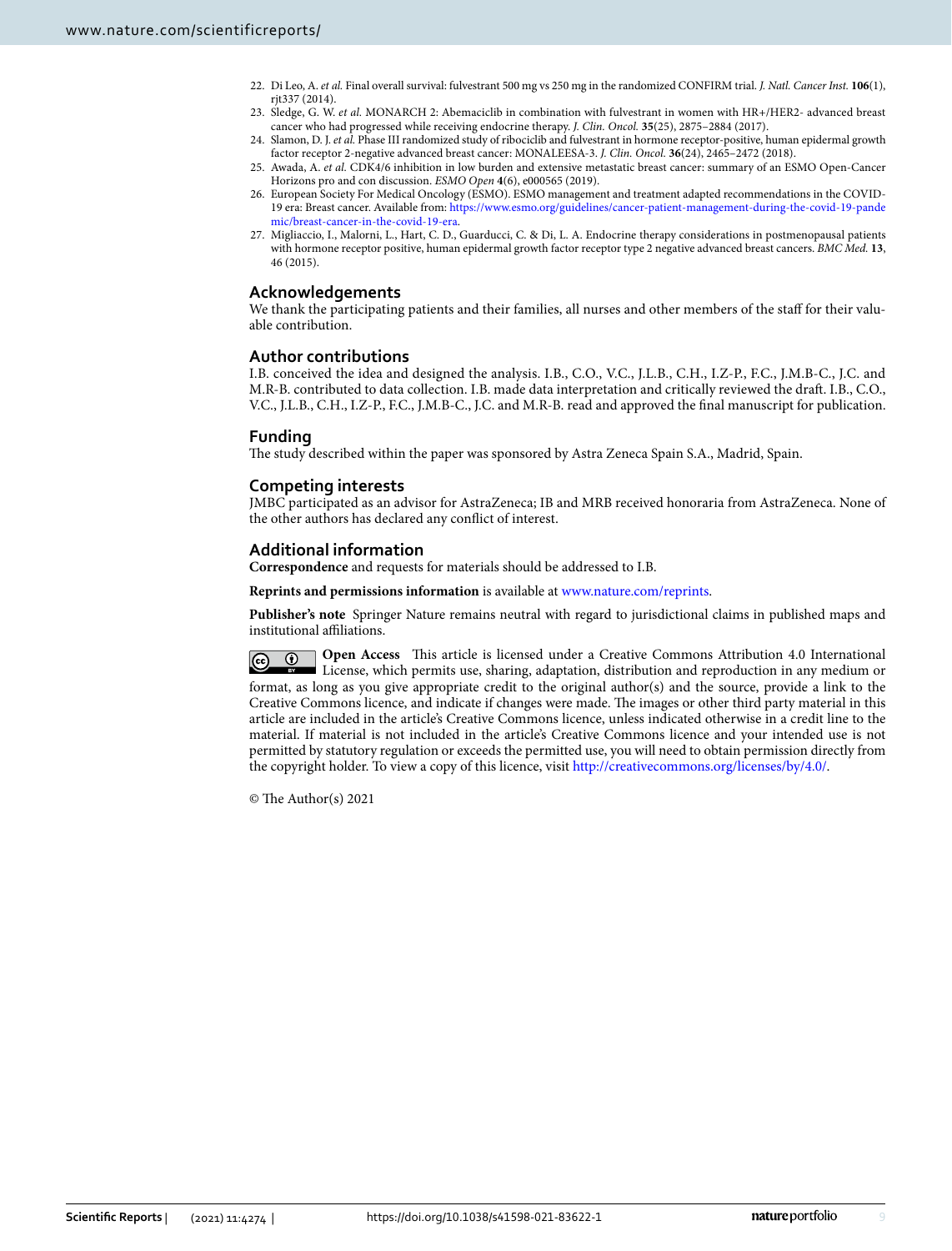22. Di Leo, A. *et al.* Final overall survival: fulvestrant 500 mg vs 250 mg in the randomized CONFIRM trial. *J. Natl. Cancer Inst.* **106**(1), rjt337 (2014).
23. Sledge, G. W. *et al.* MONARCH 2: Abemaciclib in combination with fulvestrant in women with HR+/HER2- advanced breast cancer who had progressed while receiving endocrine therapy. *J. Clin. Oncol.* **35**(25), 2875–2884 (2017).
24. Slamon, D. J. *et al.* Phase III randomized study of ribociclib and fulvestrant in hormone receptor-positive, human epidermal growth factor receptor 2-negative advanced breast cancer: MONALEESA-3. *J. Clin. Oncol.* **36**(24), 2465–2472 (2018).
25. Awada, A. *et al.* CDK4/6 inhibition in low burden and extensive metastatic breast cancer: summary of an ESMO Open-Cancer Horizons pro and con discussion. *ESMO Open* **4**(6), e000565 (2019).
26. European Society For Medical Oncology (ESMO). ESMO management and treatment adapted recommendations in the COVID-19 era: Breast cancer. Available from: https://www.esmo.org/guidelines/cancer-patient-management-during-the-covid-19-pandemic/breast-cancer-in-the-covid-19-era.
27. Migliaccio, I., Malorni, L., Hart, C. D., Guarducci, C. & Di, L. A. Endocrine therapy considerations in postmenopausal patients with hormone receptor positive, human epidermal growth factor receptor type 2 negative advanced breast cancers. *BMC Med.* **13**, 46 (2015).

## Acknowledgements

We thank the participating patients and their families, all nurses and other members of the staff for their valuable contribution.

## Author contributions

I.B. conceived the idea and designed the analysis. I.B., C.O., V.C., J.L.B., C.H., I.Z-P., F.C., J.M.B-C., J.C. and M.R-B. contributed to data collection. I.B. made data interpretation and critically reviewed the draft. I.B., C.O., V.C., J.L.B., C.H., I.Z-P., F.C., J.M.B-C., J.C. and M.R-B. read and approved the final manuscript for publication.

## Funding

The study described within the paper was sponsored by Astra Zeneca Spain S.A., Madrid, Spain.

## Competing interests

JMBC participated as an advisor for AstraZeneca; IB and MRB received honoraria from AstraZeneca. None of the other authors has declared any conflict of interest.

## Additional information

**Correspondence** and requests for materials should be addressed to I.B.

**Reprints and permissions information** is available at www.nature.com/reprints.

**Publisher's note** Springer Nature remains neutral with regard to jurisdictional claims in published maps and institutional affiliations.

**Open Access** This article is licensed under a Creative Commons Attribution 4.0 International License, which permits use, sharing, adaptation, distribution and reproduction in any medium or format, as long as you give appropriate credit to the original author(s) and the source, provide a link to the Creative Commons licence, and indicate if changes were made. The images or other third party material in this article are included in the article's Creative Commons licence, unless indicated otherwise in a credit line to the material. If material is not included in the article's Creative Commons licence and your intended use is not permitted by statutory regulation or exceeds the permitted use, you will need to obtain permission directly from the copyright holder. To view a copy of this licence, visit http://creativecommons.org/licenses/by/4.0/.

© The Author(s) 2021